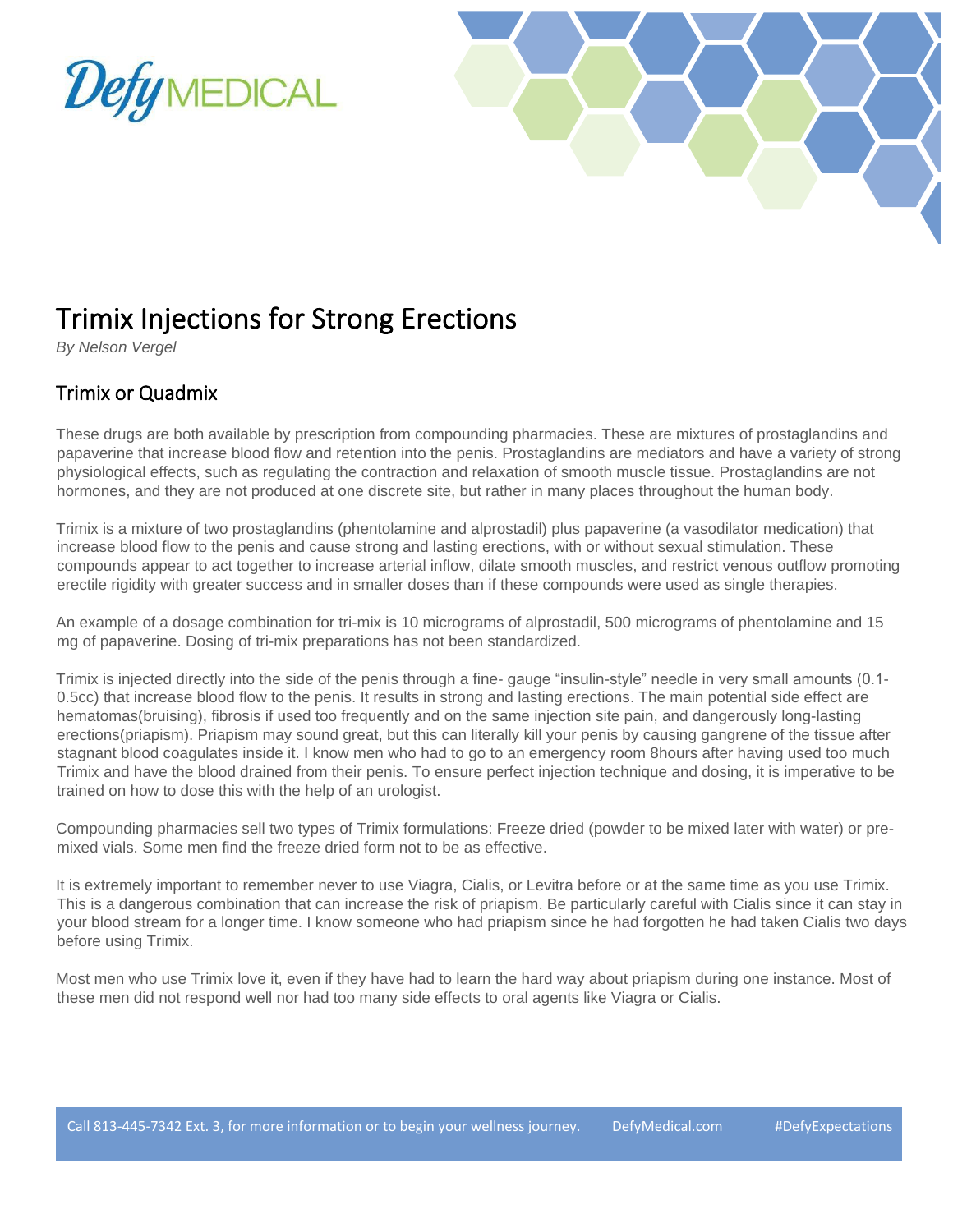# Trimix Injections for Strong Erections

*By Nelson Vergel*

## Trimix or Quadmix

These drugs are both available by prescription from compounding pharmacies. These are mixtures of prostaglandins and papaverine that increase blood flow and retention into the penis. Prostaglandins are mediators and have a variety of strong physiological effects, such as regulating the contraction and relaxation of smooth muscle tissue. Prostaglandins are not hormones, and they are not produced at one discrete site, but rather in many places throughout the human body.

Trimix is a mixture of two prostaglandins (phentolamine and alprostadil) plus papaverine (a vasodilator medication) that increase blood flow to the penis and cause strong and lasting erections, with or without sexual stimulation. These compounds appear to act together to increase arterial inflow, dilate smooth muscles, and restrict venous outflow promoting erectile rigidity with greater success and in smaller doses than if these compounds were used as single therapies.

An example of a dosage combination for tri-mix is 10 micrograms of alprostadil, 500 micrograms of phentolamine and 15 mg of papaverine. Dosing of tri-mix preparations has not been standardized.

Trimix is injected directly into the side of the penis through a fine- gauge "insulin-style" needle in very small amounts (0.1-0.5cc) that increase blood flow to the penis. It results in strong and lasting erections. The main potential side effect are hematomas(bruising), fibrosis if used too frequently and on the same injection site pain, and dangerously long-lasting erections(priapism). Priapism may sound great, but this can literally kill your penis by causing gangrene of the tissue after stagnant blood coagulates inside it. I know men who had to go to an emergency room 8hours after having used too much Trimix and have the blood drained from their penis. To ensure perfect injection technique and dosing, it is imperative to be trained on how to dose this with the help of an urologist.

Compounding pharmacies sell two types of Trimix formulations: Freeze dried (powder to be mixed later with water) or pre-mixed vials. Some men find the freeze dried form not to be as effective.

It is extremely important to remember never to use Viagra, Cialis, or Levitra before or at the same time as you use Trimix. This is a dangerous combination that can increase the risk of priapism. Be particularly careful with Cialis since it can stay in your blood stream for a longer time. I know someone who had priapism since he had forgotten he had taken Cialis two days before using Trimix.

Most men who use Trimix love it, even if they have had to learn the hard way about priapism during one instance. Most of these men did not respond well nor had too many side effects to oral agents like Viagra or Cialis.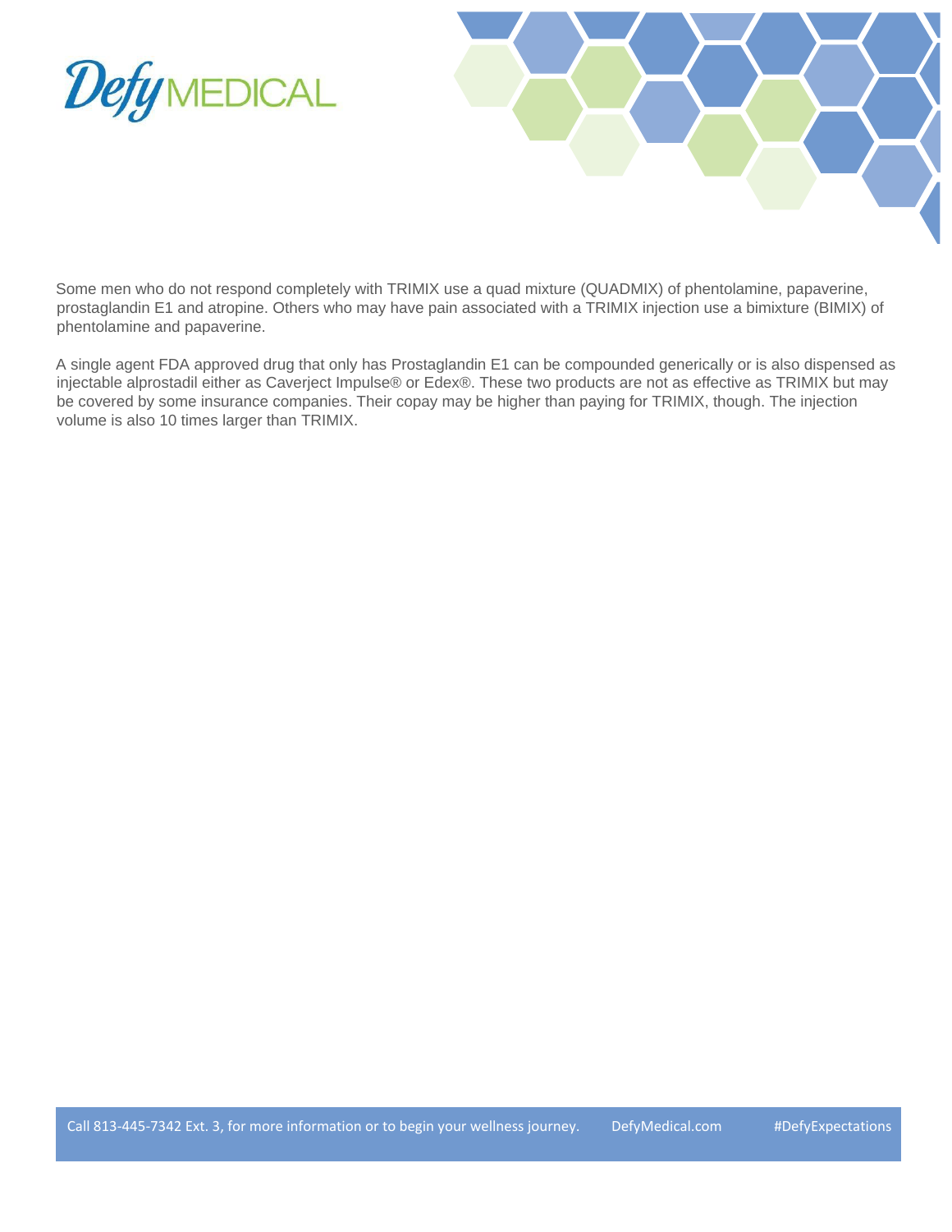Some men who do not respond completely with TRIMIX use a quad mixture (QUADMIX) of phentolamine, papaverine, prostaglandin E1 and atropine. Others who may have pain associated with a TRIMIX injection use a bimixture (BIMIX) of phentolamine and papaverine.

A single agent FDA approved drug that only has Prostaglandin E1 can be compounded generically or is also dispensed as injectable alprostadil either as Caverject Impulse® or Edex®. These two products are not as effective as TRIMIX but may be covered by some insurance companies. Their copay may be higher than paying for TRIMIX, though. The injection volume is also 10 times larger than TRIMIX.